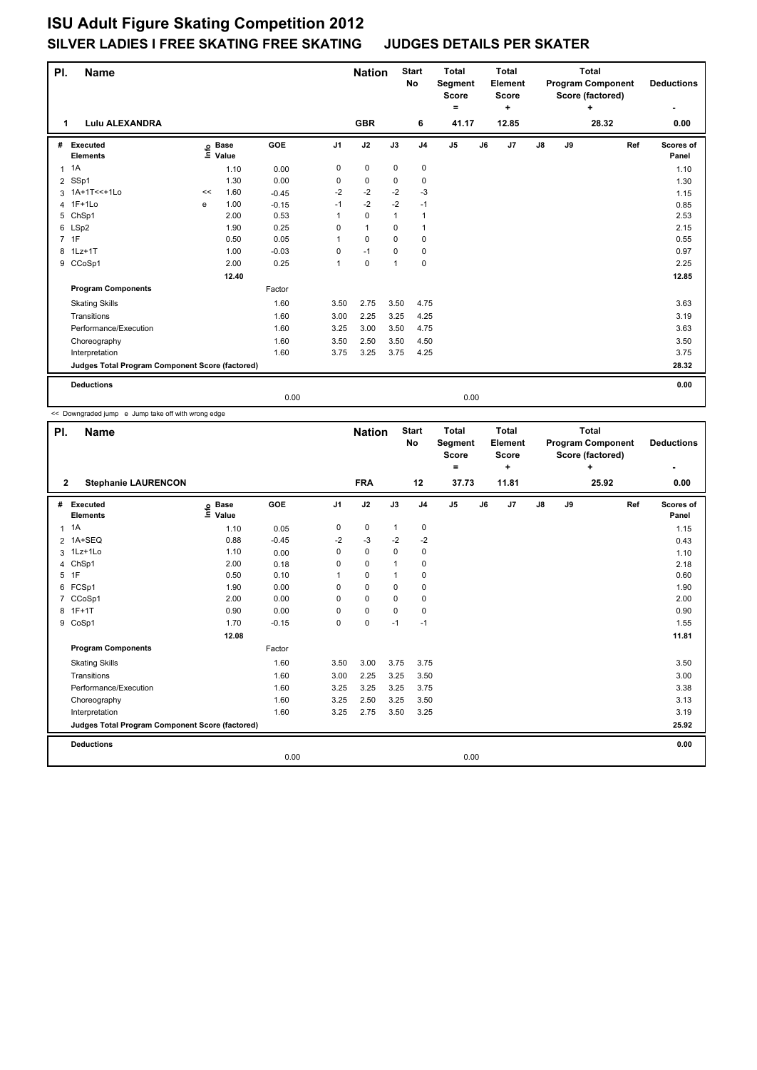# ISU Adult Figure Skating Competition 2012

## SILVER LADIES I FREE SKATING FREE SKATING JUDGES DETAILS PER SKATER

| Pl. | Name | Nation | Start No | Total Segment Score = | Total Element Score + | Total Program Component Score (factored) + | Deductions - |
|---|---|---|---|---|---|---|---|
| 1 | Lulu ALEXANDRA | GBR | 6 | 41.17 | 12.85 | 28.32 | 0.00 |

| # | Executed Elements | Info | Base Value | GOE | J1 | J2 | J3 | J4 | J5 | J6 | J7 | J8 | J9 | Ref | Scores of Panel |
|---|---|---|---|---|---|---|---|---|---|---|---|---|---|---|---|
| 1 | 1A | | 1.10 | 0.00 | 0 | 0 | 0 | 0 | | | | | | | 1.10 |
| 2 | SSp1 | | 1.30 | 0.00 | 0 | 0 | 0 | 0 | | | | | | | 1.30 |
| 3 | 1A+1T<<+1Lo | << | 1.60 | -0.45 | -2 | -2 | -2 | -3 | | | | | | | 1.15 |
| 4 | 1F+1Lo | e | 1.00 | -0.15 | -1 | -2 | -2 | -1 | | | | | | | 0.85 |
| 5 | ChSp1 | | 2.00 | 0.53 | 1 | 0 | 1 | 1 | | | | | | | 2.53 |
| 6 | LSp2 | | 1.90 | 0.25 | 0 | 1 | 0 | 1 | | | | | | | 2.15 |
| 7 | 1F | | 0.50 | 0.05 | 1 | 0 | 0 | 0 | | | | | | | 0.55 |
| 8 | 1Lz+1T | | 1.00 | -0.03 | 0 | -1 | 0 | 0 | | | | | | | 0.97 |
| 9 | CCoSp1 | | 2.00 | 0.25 | 1 | 0 | 1 | 0 | | | | | | | 2.25 |
| | | | 12.40 | | | | | | | | | | | | 12.85 |
| | **Program Components** | | | Factor | | | | | | | | | | | |
| | Skating Skills | | | 1.60 | 3.50 | 2.75 | 3.50 | 4.75 | | | | | | | 3.63 |
| | Transitions | | | 1.60 | 3.00 | 2.25 | 3.25 | 4.25 | | | | | | | 3.19 |
| | Performance/Execution | | | 1.60 | 3.25 | 3.00 | 3.50 | 4.75 | | | | | | | 3.63 |
| | Choreography | | | 1.60 | 3.50 | 2.50 | 3.50 | 4.50 | | | | | | | 3.50 |
| | Interpretation | | | 1.60 | 3.75 | 3.25 | 3.75 | 4.25 | | | | | | | 3.75 |
| | **Judges Total Program Component Score (factored)** | | | | | | | | | | | | | | 28.32 |
| | **Deductions** | | | 0.00 | | | | | 0.00 | | | | | | 0.00 |

<< Downgraded jump e Jump take off with wrong edge

| Pl. | Name | Nation | Start No | Total Segment Score = | Total Element Score + | Total Program Component Score (factored) + | Deductions - |
|---|---|---|---|---|---|---|---|
| 2 | Stephanie LAURENCON | FRA | 12 | 37.73 | 11.81 | 25.92 | 0.00 |

| # | Executed Elements | Info | Base Value | GOE | J1 | J2 | J3 | J4 | J5 | J6 | J7 | J8 | J9 | Ref | Scores of Panel |
|---|---|---|---|---|---|---|---|---|---|---|---|---|---|---|---|
| 1 | 1A | | 1.10 | 0.05 | 0 | 0 | 1 | 0 | | | | | | | 1.15 |
| 2 | 1A+SEQ | | 0.88 | -0.45 | -2 | -3 | -2 | -2 | | | | | | | 0.43 |
| 3 | 1Lz+1Lo | | 1.10 | 0.00 | 0 | 0 | 0 | 0 | | | | | | | 1.10 |
| 4 | ChSp1 | | 2.00 | 0.18 | 0 | 0 | 1 | 0 | | | | | | | 2.18 |
| 5 | 1F | | 0.50 | 0.10 | 1 | 0 | 1 | 0 | | | | | | | 0.60 |
| 6 | FCSp1 | | 1.90 | 0.00 | 0 | 0 | 0 | 0 | | | | | | | 1.90 |
| 7 | CCoSp1 | | 2.00 | 0.00 | 0 | 0 | 0 | 0 | | | | | | | 2.00 |
| 8 | 1F+1T | | 0.90 | 0.00 | 0 | 0 | 0 | 0 | | | | | | | 0.90 |
| 9 | CoSp1 | | 1.70 | -0.15 | 0 | 0 | -1 | -1 | | | | | | | 1.55 |
| | | | 12.08 | | | | | | | | | | | | 11.81 |
| | **Program Components** | | | Factor | | | | | | | | | | | |
| | Skating Skills | | | 1.60 | 3.50 | 3.00 | 3.75 | 3.75 | | | | | | | 3.50 |
| | Transitions | | | 1.60 | 3.00 | 2.25 | 3.25 | 3.50 | | | | | | | 3.00 |
| | Performance/Execution | | | 1.60 | 3.25 | 3.25 | 3.25 | 3.75 | | | | | | | 3.38 |
| | Choreography | | | 1.60 | 3.25 | 2.50 | 3.25 | 3.50 | | | | | | | 3.13 |
| | Interpretation | | | 1.60 | 3.25 | 2.75 | 3.50 | 3.25 | | | | | | | 3.19 |
| | **Judges Total Program Component Score (factored)** | | | | | | | | | | | | | | 25.92 |
| | **Deductions** | | | 0.00 | | | | | 0.00 | | | | | | 0.00 |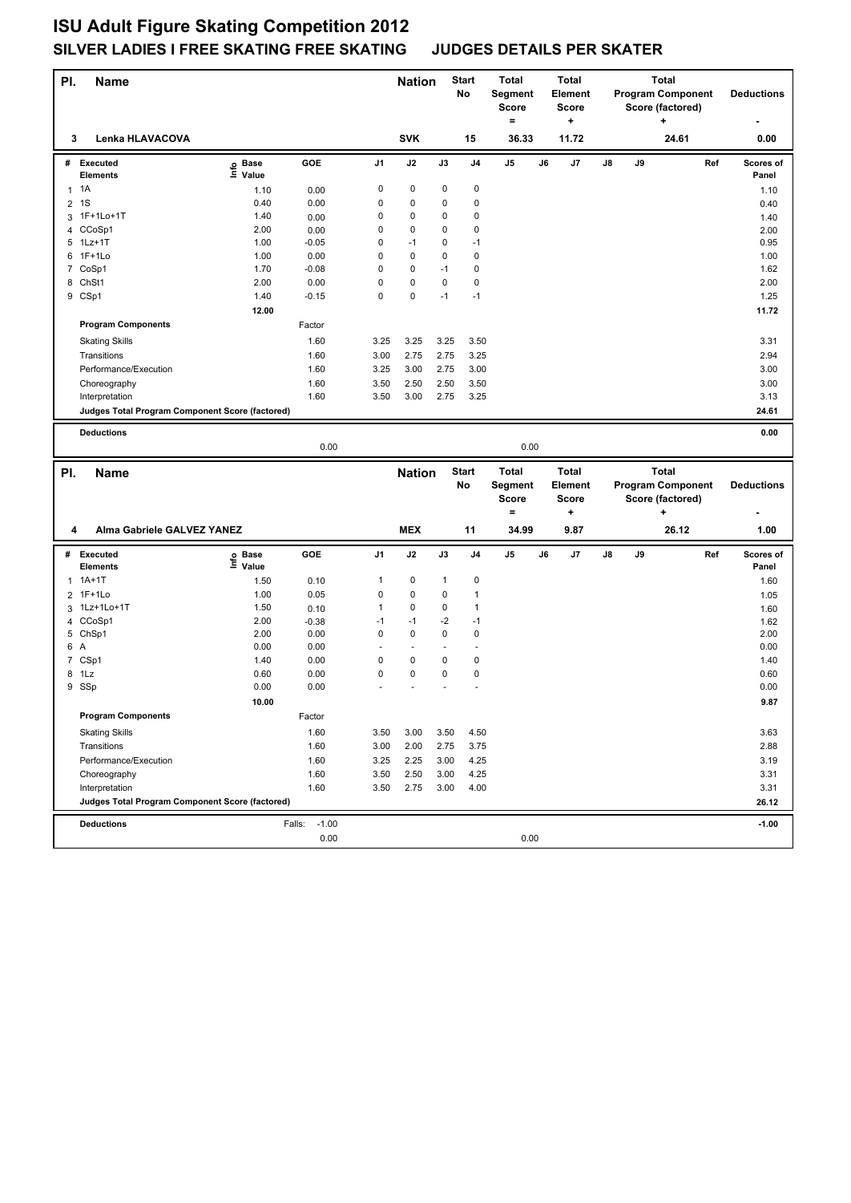# ISU Adult Figure Skating Competition 2012

## SILVER LADIES I FREE SKATING FREE SKATING JUDGES DETAILS PER SKATER

| Pl. | Name | Nation | Start No | Total Segment Score = | Total Element Score + | Total Program Component Score (factored) + | Deductions - |
|---|---|---|---|---|---|---|---|
| 3 | Lenka HLAVACOVA | SVK | 15 | 36.33 | 11.72 | 24.61 | 0.00 |

| # | Executed Elements | Info | Base Value | GOE | J1 | J2 | J3 | J4 | J5 | J6 | J7 | J8 | J9 | Ref | Scores of Panel |
|---|---|---|---|---|---|---|---|---|---|---|---|---|---|---|---|
| 1 | 1A | | 1.10 | 0.00 | 0 | 0 | 0 | 0 | | | | | | | 1.10 |
| 2 | 1S | | 0.40 | 0.00 | 0 | 0 | 0 | 0 | | | | | | | 0.40 |
| 3 | 1F+1Lo+1T | | 1.40 | 0.00 | 0 | 0 | 0 | 0 | | | | | | | 1.40 |
| 4 | CCoSp1 | | 2.00 | 0.00 | 0 | 0 | 0 | 0 | | | | | | | 2.00 |
| 5 | 1Lz+1T | | 1.00 | -0.05 | 0 | -1 | 0 | -1 | | | | | | | 0.95 |
| 6 | 1F+1Lo | | 1.00 | 0.00 | 0 | 0 | 0 | 0 | | | | | | | 1.00 |
| 7 | CoSp1 | | 1.70 | -0.08 | 0 | 0 | -1 | 0 | | | | | | | 1.62 |
| 8 | ChSt1 | | 2.00 | 0.00 | 0 | 0 | 0 | 0 | | | | | | | 2.00 |
| 9 | CSp1 | | 1.40 | -0.15 | 0 | 0 | -1 | -1 | | | | | | | 1.25 |
| | | | 12.00 | | | | | | | | | | | | 11.72 |
| | **Program Components** | | | Factor | | | | | | | | | | | |
| | Skating Skills | | | 1.60 | 3.25 | 3.25 | 3.25 | 3.50 | | | | | | | 3.31 |
| | Transitions | | | 1.60 | 3.00 | 2.75 | 2.75 | 3.25 | | | | | | | 2.94 |
| | Performance/Execution | | | 1.60 | 3.25 | 3.00 | 2.75 | 3.00 | | | | | | | 3.00 |
| | Choreography | | | 1.60 | 3.50 | 2.50 | 2.50 | 3.50 | | | | | | | 3.00 |
| | Interpretation | | | 1.60 | 3.50 | 3.00 | 2.75 | 3.25 | | | | | | | 3.13 |
| | **Judges Total Program Component Score (factored)** | | | | | | | | | | | | | | 24.61 |
| | **Deductions** | | | | | | | | | | | | | | 0.00 |
| | | | | 0.00 | | | | | 0.00 | | | | | | |

| Pl. | Name | Nation | Start No | Total Segment Score = | Total Element Score + | Total Program Component Score (factored) + | Deductions - |
|---|---|---|---|---|---|---|---|
| 4 | Alma Gabriele GALVEZ YANEZ | MEX | 11 | 34.99 | 9.87 | 26.12 | 1.00 |

| # | Executed Elements | Info | Base Value | GOE | J1 | J2 | J3 | J4 | J5 | J6 | J7 | J8 | J9 | Ref | Scores of Panel |
|---|---|---|---|---|---|---|---|---|---|---|---|---|---|---|---|
| 1 | 1A+1T | | 1.50 | 0.10 | 1 | 0 | 1 | 0 | | | | | | | 1.60 |
| 2 | 1F+1Lo | | 1.00 | 0.05 | 0 | 0 | 0 | 1 | | | | | | | 1.05 |
| 3 | 1Lz+1Lo+1T | | 1.50 | 0.10 | 1 | 0 | 0 | 1 | | | | | | | 1.60 |
| 4 | CCoSp1 | | 2.00 | -0.38 | -1 | -1 | -2 | -1 | | | | | | | 1.62 |
| 5 | ChSp1 | | 2.00 | 0.00 | 0 | 0 | 0 | 0 | | | | | | | 2.00 |
| 6 | A | | 0.00 | 0.00 | - | - | - | - | | | | | | | 0.00 |
| 7 | CSp1 | | 1.40 | 0.00 | 0 | 0 | 0 | 0 | | | | | | | 1.40 |
| 8 | 1Lz | | 0.60 | 0.00 | 0 | 0 | 0 | 0 | | | | | | | 0.60 |
| 9 | SSp | | 0.00 | 0.00 | - | - | - | - | | | | | | | 0.00 |
| | | | 10.00 | | | | | | | | | | | | 9.87 |
| | **Program Components** | | | Factor | | | | | | | | | | | |
| | Skating Skills | | | 1.60 | 3.50 | 3.00 | 3.50 | 4.50 | | | | | | | 3.63 |
| | Transitions | | | 1.60 | 3.00 | 2.00 | 2.75 | 3.75 | | | | | | | 2.88 |
| | Performance/Execution | | | 1.60 | 3.25 | 2.25 | 3.00 | 4.25 | | | | | | | 3.19 |
| | Choreography | | | 1.60 | 3.50 | 2.50 | 3.00 | 4.25 | | | | | | | 3.31 |
| | Interpretation | | | 1.60 | 3.50 | 2.75 | 3.00 | 4.00 | | | | | | | 3.31 |
| | **Judges Total Program Component Score (factored)** | | | | | | | | | | | | | | 26.12 |
| | **Deductions** | | Falls: | -1.00 | | | | | | | | | | | -1.00 |
| | | | | 0.00 | | | | | 0.00 | | | | | | |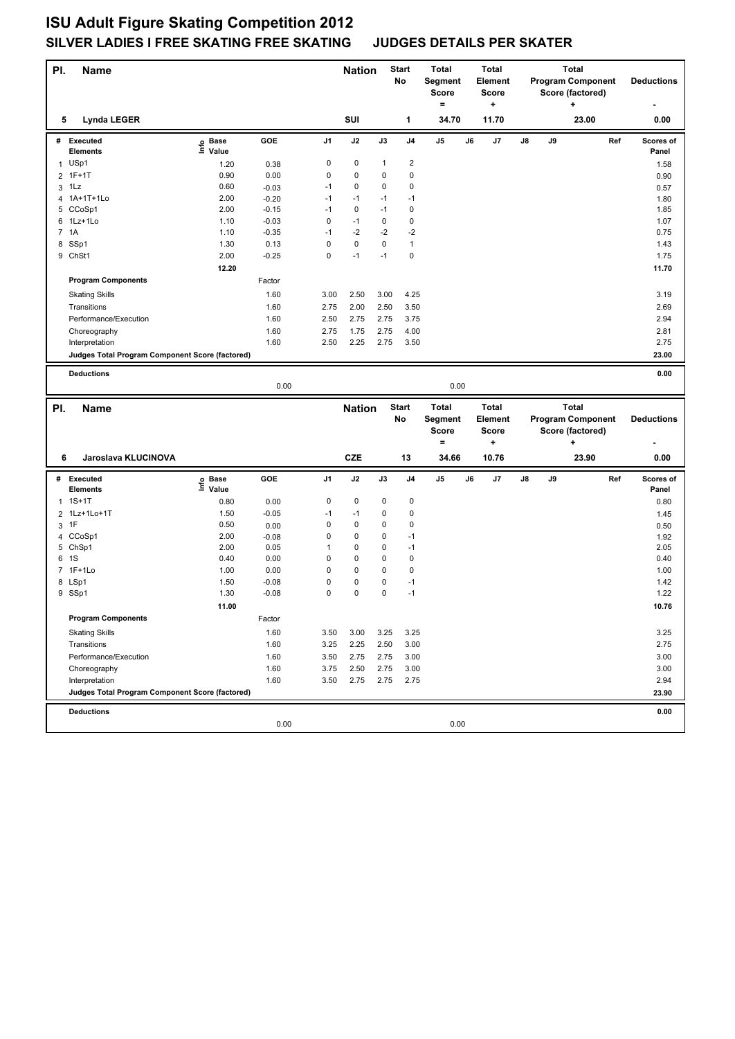# ISU Adult Figure Skating Competition 2012

## SILVER LADIES I FREE SKATING FREE SKATING JUDGES DETAILS PER SKATER

| Pl. | Name | Nation | Start No | Total Segment Score = | Total Element Score + | Total Program Component Score (factored) + | Deductions - |
|---|---|---|---|---|---|---|---|
| 5 | Lynda LEGER | SUI | 1 | 34.70 | 11.70 | 23.00 | 0.00 |

| # | Executed Elements | Info | Base Value | GOE | J1 | J2 | J3 | J4 | J5 | J6 | J7 | J8 | J9 | Ref | Scores of Panel |
|---|---|---|---|---|---|---|---|---|---|---|---|---|---|---|---|
| 1 | USp1 | | 1.20 | 0.38 | 0 | 0 | 1 | 2 | | | | | | | 1.58 |
| 2 | 1F+1T | | 0.90 | 0.00 | 0 | 0 | 0 | 0 | | | | | | | 0.90 |
| 3 | 1Lz | | 0.60 | -0.03 | -1 | 0 | 0 | 0 | | | | | | | 0.57 |
| 4 | 1A+1T+1Lo | | 2.00 | -0.20 | -1 | -1 | -1 | -1 | | | | | | | 1.80 |
| 5 | CCoSp1 | | 2.00 | -0.15 | -1 | 0 | -1 | 0 | | | | | | | 1.85 |
| 6 | 1Lz+1Lo | | 1.10 | -0.03 | 0 | -1 | 0 | 0 | | | | | | | 1.07 |
| 7 | 1A | | 1.10 | -0.35 | -1 | -2 | -2 | -2 | | | | | | | 0.75 |
| 8 | SSp1 | | 1.30 | 0.13 | 0 | 0 | 0 | 1 | | | | | | | 1.43 |
| 9 | ChSt1 | | 2.00 | -0.25 | 0 | -1 | -1 | 0 | | | | | | | 1.75 |
| | | | 12.20 | | | | | | | | | | | | 11.70 |
| | **Program Components** | | | Factor | | | | | | | | | | | |
| | Skating Skills | | | 1.60 | 3.00 | 2.50 | 3.00 | 4.25 | | | | | | | 3.19 |
| | Transitions | | | 1.60 | 2.75 | 2.00 | 2.50 | 3.50 | | | | | | | 2.69 |
| | Performance/Execution | | | 1.60 | 2.50 | 2.75 | 2.75 | 3.75 | | | | | | | 2.94 |
| | Choreography | | | 1.60 | 2.75 | 1.75 | 2.75 | 4.00 | | | | | | | 2.81 |
| | Interpretation | | | 1.60 | 2.50 | 2.25 | 2.75 | 3.50 | | | | | | | 2.75 |
| | **Judges Total Program Component Score (factored)** | | | | | | | | | | | | | | 23.00 |
| | **Deductions** | | | 0.00 | | | | | 0.00 | | | | | | 0.00 |

| Pl. | Name | Nation | Start No | Total Segment Score = | Total Element Score + | Total Program Component Score (factored) + | Deductions - |
|---|---|---|---|---|---|---|---|
| 6 | Jaroslava KLUCINOVA | CZE | 13 | 34.66 | 10.76 | 23.90 | 0.00 |

| # | Executed Elements | Info | Base Value | GOE | J1 | J2 | J3 | J4 | J5 | J6 | J7 | J8 | J9 | Ref | Scores of Panel |
|---|---|---|---|---|---|---|---|---|---|---|---|---|---|---|---|
| 1 | 1S+1T | | 0.80 | 0.00 | 0 | 0 | 0 | 0 | | | | | | | 0.80 |
| 2 | 1Lz+1Lo+1T | | 1.50 | -0.05 | -1 | -1 | 0 | 0 | | | | | | | 1.45 |
| 3 | 1F | | 0.50 | 0.00 | 0 | 0 | 0 | 0 | | | | | | | 0.50 |
| 4 | CCoSp1 | | 2.00 | -0.08 | 0 | 0 | 0 | -1 | | | | | | | 1.92 |
| 5 | ChSp1 | | 2.00 | 0.05 | 1 | 0 | 0 | -1 | | | | | | | 2.05 |
| 6 | 1S | | 0.40 | 0.00 | 0 | 0 | 0 | 0 | | | | | | | 0.40 |
| 7 | 1F+1Lo | | 1.00 | 0.00 | 0 | 0 | 0 | 0 | | | | | | | 1.00 |
| 8 | LSp1 | | 1.50 | -0.08 | 0 | 0 | 0 | -1 | | | | | | | 1.42 |
| 9 | SSp1 | | 1.30 | -0.08 | 0 | 0 | 0 | -1 | | | | | | | 1.22 |
| | | | 11.00 | | | | | | | | | | | | 10.76 |
| | **Program Components** | | | Factor | | | | | | | | | | | |
| | Skating Skills | | | 1.60 | 3.50 | 3.00 | 3.25 | 3.25 | | | | | | | 3.25 |
| | Transitions | | | 1.60 | 3.25 | 2.25 | 2.50 | 3.00 | | | | | | | 2.75 |
| | Performance/Execution | | | 1.60 | 3.50 | 2.75 | 2.75 | 3.00 | | | | | | | 3.00 |
| | Choreography | | | 1.60 | 3.75 | 2.50 | 2.75 | 3.00 | | | | | | | 3.00 |
| | Interpretation | | | 1.60 | 3.50 | 2.75 | 2.75 | 2.75 | | | | | | | 2.94 |
| | **Judges Total Program Component Score (factored)** | | | | | | | | | | | | | | 23.90 |
| | **Deductions** | | | 0.00 | | | | | 0.00 | | | | | | 0.00 |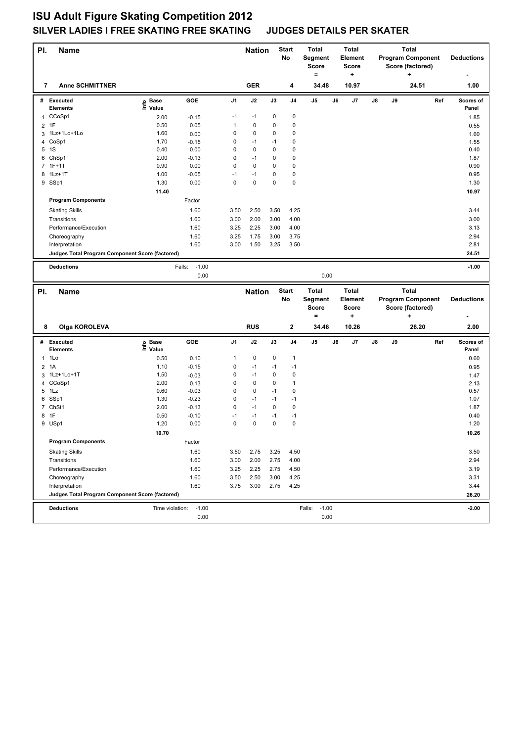# ISU Adult Figure Skating Competition 2012

## SILVER LADIES I FREE SKATING FREE SKATING JUDGES DETAILS PER SKATER

| Pl. | Name | Nation | Start No | Total Segment Score = | Total Element Score + | Total Program Component Score (factored) + | Deductions - |
|---|---|---|---|---|---|---|---|
| 7 | Anne SCHMITTNER | GER | 4 | 34.48 | 10.97 | 24.51 | 1.00 |

| # | Executed Elements | Info | Base Value | GOE | J1 | J2 | J3 | J4 | J5 | J6 | J7 | J8 | J9 | Ref | Scores of Panel |
|---|---|---|---|---|---|---|---|---|---|---|---|---|---|---|---|
| 1 | CCoSp1 | | 2.00 | -0.15 | -1 | -1 | 0 | 0 | | | | | | | 1.85 |
| 2 | 1F | | 0.50 | 0.05 | 1 | 0 | 0 | 0 | | | | | | | 0.55 |
| 3 | 1Lz+1Lo+1Lo | | 1.60 | 0.00 | 0 | 0 | 0 | 0 | | | | | | | 1.60 |
| 4 | CoSp1 | | 1.70 | -0.15 | 0 | -1 | -1 | 0 | | | | | | | 1.55 |
| 5 | 1S | | 0.40 | 0.00 | 0 | 0 | 0 | 0 | | | | | | | 0.40 |
| 6 | ChSp1 | | 2.00 | -0.13 | 0 | -1 | 0 | 0 | | | | | | | 1.87 |
| 7 | 1F+1T | | 0.90 | 0.00 | 0 | 0 | 0 | 0 | | | | | | | 0.90 |
| 8 | 1Lz+1T | | 1.00 | -0.05 | -1 | -1 | 0 | 0 | | | | | | | 0.95 |
| 9 | SSp1 | | 1.30 | 0.00 | 0 | 0 | 0 | 0 | | | | | | | 1.30 |
| | | | 11.40 | | | | | | | | | | | | 10.97 |
| | **Program Components** | | | Factor | | | | | | | | | | | |
| | Skating Skills | | | 1.60 | 3.50 | 2.50 | 3.50 | 4.25 | | | | | | | 3.44 |
| | Transitions | | | 1.60 | 3.00 | 2.00 | 3.00 | 4.00 | | | | | | | 3.00 |
| | Performance/Execution | | | 1.60 | 3.25 | 2.25 | 3.00 | 4.00 | | | | | | | 3.13 |
| | Choreography | | | 1.60 | 3.25 | 1.75 | 3.00 | 3.75 | | | | | | | 2.94 |
| | Interpretation | | | 1.60 | 3.00 | 1.50 | 3.25 | 3.50 | | | | | | | 2.81 |
| | **Judges Total Program Component Score (factored)** | | | | | | | | | | | | | | 24.51 |
| | **Deductions** | | Falls: | -1.00 | | | | | | | | | | | -1.00 |
| | | | | 0.00 | | | | | 0.00 | | | | | | |

| Pl. | Name | Nation | Start No | Total Segment Score = | Total Element Score + | Total Program Component Score (factored) + | Deductions - |
|---|---|---|---|---|---|---|---|
| 8 | Olga KOROLEVA | RUS | 2 | 34.46 | 10.26 | 26.20 | 2.00 |

| # | Executed Elements | Info | Base Value | GOE | J1 | J2 | J3 | J4 | J5 | J6 | J7 | J8 | J9 | Ref | Scores of Panel |
|---|---|---|---|---|---|---|---|---|---|---|---|---|---|---|---|
| 1 | 1Lo | | 0.50 | 0.10 | 1 | 0 | 0 | 1 | | | | | | | 0.60 |
| 2 | 1A | | 1.10 | -0.15 | 0 | -1 | -1 | -1 | | | | | | | 0.95 |
| 3 | 1Lz+1Lo+1T | | 1.50 | -0.03 | 0 | -1 | 0 | 0 | | | | | | | 1.47 |
| 4 | CCoSp1 | | 2.00 | 0.13 | 0 | 0 | 0 | 1 | | | | | | | 2.13 |
| 5 | 1Lz | | 0.60 | -0.03 | 0 | 0 | -1 | 0 | | | | | | | 0.57 |
| 6 | SSp1 | | 1.30 | -0.23 | 0 | -1 | -1 | -1 | | | | | | | 1.07 |
| 7 | ChSt1 | | 2.00 | -0.13 | 0 | -1 | 0 | 0 | | | | | | | 1.87 |
| 8 | 1F | | 0.50 | -0.10 | -1 | -1 | -1 | -1 | | | | | | | 0.40 |
| 9 | USp1 | | 1.20 | 0.00 | 0 | 0 | 0 | 0 | | | | | | | 1.20 |
| | | | 10.70 | | | | | | | | | | | | 10.26 |
| | **Program Components** | | | Factor | | | | | | | | | | | |
| | Skating Skills | | | 1.60 | 3.50 | 2.75 | 3.25 | 4.50 | | | | | | | 3.50 |
| | Transitions | | | 1.60 | 3.00 | 2.00 | 2.75 | 4.00 | | | | | | | 2.94 |
| | Performance/Execution | | | 1.60 | 3.25 | 2.25 | 2.75 | 4.50 | | | | | | | 3.19 |
| | Choreography | | | 1.60 | 3.50 | 2.50 | 3.00 | 4.25 | | | | | | | 3.31 |
| | Interpretation | | | 1.60 | 3.75 | 3.00 | 2.75 | 4.25 | | | | | | | 3.44 |
| | **Judges Total Program Component Score (factored)** | | | | | | | | | | | | | | 26.20 |
| | **Deductions** | | Time violation: | -1.00 | | | | | Falls: -1.00 | | | | | | -2.00 |
| | | | | 0.00 | | | | | 0.00 | | | | | | |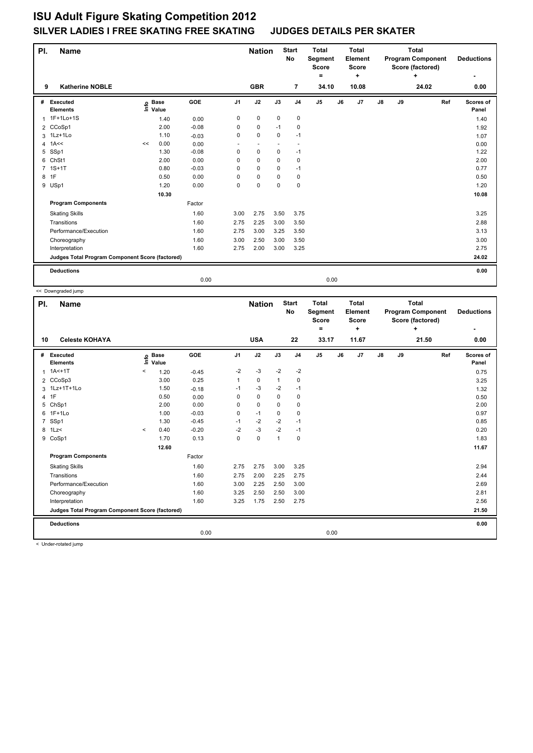# ISU Adult Figure Skating Competition 2012

## SILVER LADIES I FREE SKATING FREE SKATING JUDGES DETAILS PER SKATER

| Pl. | Name | Nation | Start No | Total Segment Score = | Total Element Score + | Total Program Component Score (factored) + | Deductions - |
|---|---|---|---|---|---|---|---|
| 9 | Katherine NOBLE | GBR | 7 | 34.10 | 10.08 | 24.02 | 0.00 |

| # | Executed Elements | Info | Base Value | GOE | J1 | J2 | J3 | J4 | J5 | J6 | J7 | J8 | J9 | Ref | Scores of Panel |
|---|---|---|---|---|---|---|---|---|---|---|---|---|---|---|---|
| 1 | 1F+1Lo+1S | | 1.40 | 0.00 | 0 | 0 | 0 | 0 | | | | | | | 1.40 |
| 2 | CCoSp1 | | 2.00 | -0.08 | 0 | 0 | -1 | 0 | | | | | | | 1.92 |
| 3 | 1Lz+1Lo | | 1.10 | -0.03 | 0 | 0 | 0 | -1 | | | | | | | 1.07 |
| 4 | 1A<< | << | 0.00 | 0.00 | - | - | - | - | | | | | | | 0.00 |
| 5 | SSp1 | | 1.30 | -0.08 | 0 | 0 | 0 | -1 | | | | | | | 1.22 |
| 6 | ChSt1 | | 2.00 | 0.00 | 0 | 0 | 0 | 0 | | | | | | | 2.00 |
| 7 | 1S+1T | | 0.80 | -0.03 | 0 | 0 | 0 | -1 | | | | | | | 0.77 |
| 8 | 1F | | 0.50 | 0.00 | 0 | 0 | 0 | 0 | | | | | | | 0.50 |
| 9 | USp1 | | 1.20 | 0.00 | 0 | 0 | 0 | 0 | | | | | | | 1.20 |
| | | | 10.30 | | | | | | | | | | | | 10.08 |
| | **Program Components** | | | Factor | | | | | | | | | | | |
| | Skating Skills | | | 1.60 | 3.00 | 2.75 | 3.50 | 3.75 | | | | | | | 3.25 |
| | Transitions | | | 1.60 | 2.75 | 2.25 | 3.00 | 3.50 | | | | | | | 2.88 |
| | Performance/Execution | | | 1.60 | 2.75 | 3.00 | 3.25 | 3.50 | | | | | | | 3.13 |
| | Choreography | | | 1.60 | 3.00 | 2.50 | 3.00 | 3.50 | | | | | | | 3.00 |
| | Interpretation | | | 1.60 | 2.75 | 2.00 | 3.00 | 3.25 | | | | | | | 2.75 |
| | **Judges Total Program Component Score (factored)** | | | | | | | | | | | | | | 24.02 |
| | **Deductions** | | | 0.00 | | | | | 0.00 | | | | | | 0.00 |

<< Downgraded jump

| Pl. | Name | Nation | Start No | Total Segment Score = | Total Element Score + | Total Program Component Score (factored) + | Deductions - |
|---|---|---|---|---|---|---|---|
| 10 | Celeste KOHAYA | USA | 22 | 33.17 | 11.67 | 21.50 | 0.00 |

| # | Executed Elements | Info | Base Value | GOE | J1 | J2 | J3 | J4 | J5 | J6 | J7 | J8 | J9 | Ref | Scores of Panel |
|---|---|---|---|---|---|---|---|---|---|---|---|---|---|---|---|
| 1 | 1A<+1T | < | 1.20 | -0.45 | -2 | -3 | -2 | -2 | | | | | | | 0.75 |
| 2 | CCoSp3 | | 3.00 | 0.25 | 1 | 0 | 1 | 0 | | | | | | | 3.25 |
| 3 | 1Lz+1T+1Lo | | 1.50 | -0.18 | -1 | -3 | -2 | -1 | | | | | | | 1.32 |
| 4 | 1F | | 0.50 | 0.00 | 0 | 0 | 0 | 0 | | | | | | | 0.50 |
| 5 | ChSp1 | | 2.00 | 0.00 | 0 | 0 | 0 | 0 | | | | | | | 2.00 |
| 6 | 1F+1Lo | | 1.00 | -0.03 | 0 | -1 | 0 | 0 | | | | | | | 0.97 |
| 7 | SSp1 | | 1.30 | -0.45 | -1 | -2 | -2 | -1 | | | | | | | 0.85 |
| 8 | 1Lz< | < | 0.40 | -0.20 | -2 | -3 | -2 | -1 | | | | | | | 0.20 |
| 9 | CoSp1 | | 1.70 | 0.13 | 0 | 0 | 1 | 0 | | | | | | | 1.83 |
| | | | 12.60 | | | | | | | | | | | | 11.67 |
| | **Program Components** | | | Factor | | | | | | | | | | | |
| | Skating Skills | | | 1.60 | 2.75 | 2.75 | 3.00 | 3.25 | | | | | | | 2.94 |
| | Transitions | | | 1.60 | 2.75 | 2.00 | 2.25 | 2.75 | | | | | | | 2.44 |
| | Performance/Execution | | | 1.60 | 3.00 | 2.25 | 2.50 | 3.00 | | | | | | | 2.69 |
| | Choreography | | | 1.60 | 3.25 | 2.50 | 2.50 | 3.00 | | | | | | | 2.81 |
| | Interpretation | | | 1.60 | 3.25 | 1.75 | 2.50 | 2.75 | | | | | | | 2.56 |
| | **Judges Total Program Component Score (factored)** | | | | | | | | | | | | | | 21.50 |
| | **Deductions** | | | 0.00 | | | | | 0.00 | | | | | | 0.00 |

< Under-rotated jump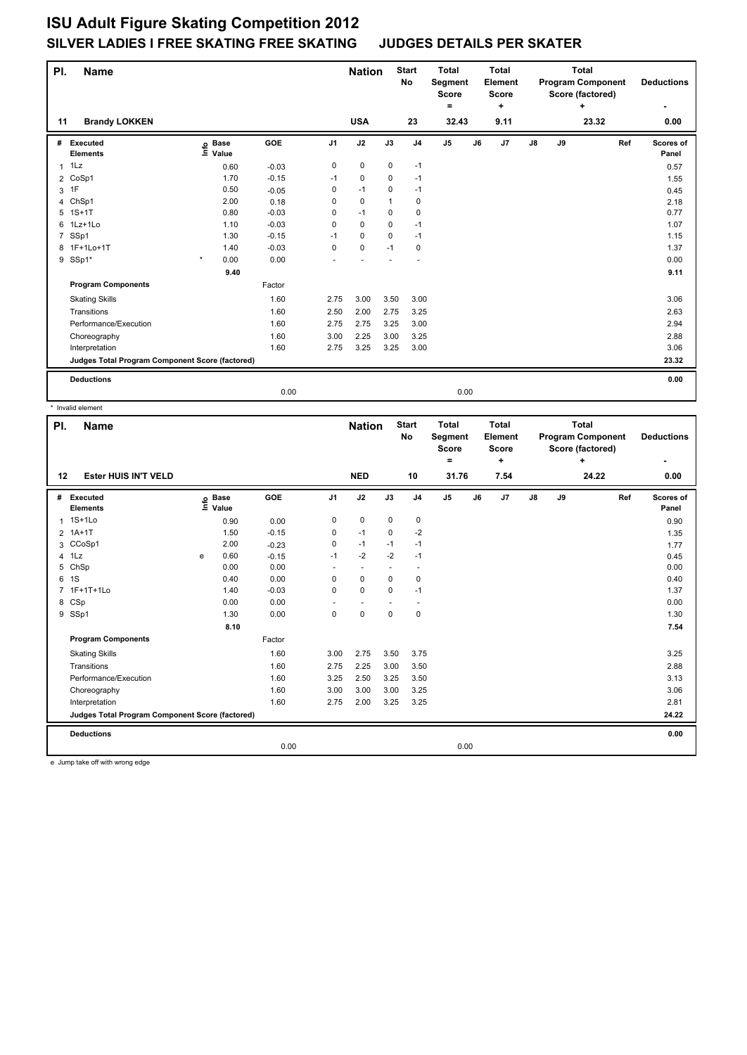# ISU Adult Figure Skating Competition 2012

## SILVER LADIES I FREE SKATING FREE SKATING JUDGES DETAILS PER SKATER

| Pl. | Name | Nation | Start No | Total Segment Score = | Total Element Score + | Total Program Component Score (factored) + | Deductions - |
|---|---|---|---|---|---|---|---|
| 11 | Brandy LOKKEN | USA | 23 | 32.43 | 9.11 | 23.32 | 0.00 |

| # | Executed Elements | Info | Base Value | GOE | J1 | J2 | J3 | J4 | J5 | J6 | J7 | J8 | J9 | Ref | Scores of Panel |
|---|---|---|---|---|---|---|---|---|---|---|---|---|---|---|---|
| 1 | 1Lz | | 0.60 | -0.03 | 0 | 0 | 0 | -1 | | | | | | | 0.57 |
| 2 | CoSp1 | | 1.70 | -0.15 | -1 | 0 | 0 | -1 | | | | | | | 1.55 |
| 3 | 1F | | 0.50 | -0.05 | 0 | -1 | 0 | -1 | | | | | | | 0.45 |
| 4 | ChSp1 | | 2.00 | 0.18 | 0 | 0 | 1 | 0 | | | | | | | 2.18 |
| 5 | 1S+1T | | 0.80 | -0.03 | 0 | -1 | 0 | 0 | | | | | | | 0.77 |
| 6 | 1Lz+1Lo | | 1.10 | -0.03 | 0 | 0 | 0 | -1 | | | | | | | 1.07 |
| 7 | SSp1 | | 1.30 | -0.15 | -1 | 0 | 0 | -1 | | | | | | | 1.15 |
| 8 | 1F+1Lo+1T | | 1.40 | -0.03 | 0 | 0 | -1 | 0 | | | | | | | 1.37 |
| 9 | SSp1* | * | 0.00 | 0.00 | - | - | - | - | | | | | | | 0.00 |
| | | | 9.40 | | | | | | | | | | | | 9.11 |
| | **Program Components** | | | Factor | | | | | | | | | | | |
| | Skating Skills | | | 1.60 | 2.75 | 3.00 | 3.50 | 3.00 | | | | | | | 3.06 |
| | Transitions | | | 1.60 | 2.50 | 2.00 | 2.75 | 3.25 | | | | | | | 2.63 |
| | Performance/Execution | | | 1.60 | 2.75 | 2.75 | 3.25 | 3.00 | | | | | | | 2.94 |
| | Choreography | | | 1.60 | 3.00 | 2.25 | 3.00 | 3.25 | | | | | | | 2.88 |
| | Interpretation | | | 1.60 | 2.75 | 3.25 | 3.25 | 3.00 | | | | | | | 3.06 |
| | **Judges Total Program Component Score (factored)** | | | | | | | | | | | | | | 23.32 |
| | **Deductions** | | | | | | | | | | | | | | 0.00 |
| | | | | 0.00 | | | | | 0.00 | | | | | | |

\* Invalid element

| Pl. | Name | Nation | Start No | Total Segment Score = | Total Element Score + | Total Program Component Score (factored) + | Deductions - |
|---|---|---|---|---|---|---|---|
| 12 | Ester HUIS IN'T VELD | NED | 10 | 31.76 | 7.54 | 24.22 | 0.00 |

| # | Executed Elements | Info | Base Value | GOE | J1 | J2 | J3 | J4 | J5 | J6 | J7 | J8 | J9 | Ref | Scores of Panel |
|---|---|---|---|---|---|---|---|---|---|---|---|---|---|---|---|
| 1 | 1S+1Lo | | 0.90 | 0.00 | 0 | 0 | 0 | 0 | | | | | | | 0.90 |
| 2 | 1A+1T | | 1.50 | -0.15 | 0 | -1 | 0 | -2 | | | | | | | 1.35 |
| 3 | CCoSp1 | | 2.00 | -0.23 | 0 | -1 | -1 | -1 | | | | | | | 1.77 |
| 4 | 1Lz | e | 0.60 | -0.15 | -1 | -2 | -2 | -1 | | | | | | | 0.45 |
| 5 | ChSp | | 0.00 | 0.00 | - | - | - | - | | | | | | | 0.00 |
| 6 | 1S | | 0.40 | 0.00 | 0 | 0 | 0 | 0 | | | | | | | 0.40 |
| 7 | 1F+1T+1Lo | | 1.40 | -0.03 | 0 | 0 | 0 | -1 | | | | | | | 1.37 |
| 8 | CSp | | 0.00 | 0.00 | - | - | - | - | | | | | | | 0.00 |
| 9 | SSp1 | | 1.30 | 0.00 | 0 | 0 | 0 | 0 | | | | | | | 1.30 |
| | | | 8.10 | | | | | | | | | | | | 7.54 |
| | **Program Components** | | | Factor | | | | | | | | | | | |
| | Skating Skills | | | 1.60 | 3.00 | 2.75 | 3.50 | 3.75 | | | | | | | 3.25 |
| | Transitions | | | 1.60 | 2.75 | 2.25 | 3.00 | 3.50 | | | | | | | 2.88 |
| | Performance/Execution | | | 1.60 | 3.25 | 2.50 | 3.25 | 3.50 | | | | | | | 3.13 |
| | Choreography | | | 1.60 | 3.00 | 3.00 | 3.00 | 3.25 | | | | | | | 3.06 |
| | Interpretation | | | 1.60 | 2.75 | 2.00 | 3.25 | 3.25 | | | | | | | 2.81 |
| | **Judges Total Program Component Score (factored)** | | | | | | | | | | | | | | 24.22 |
| | **Deductions** | | | | | | | | | | | | | | 0.00 |
| | | | | 0.00 | | | | | 0.00 | | | | | | |

e Jump take off with wrong edge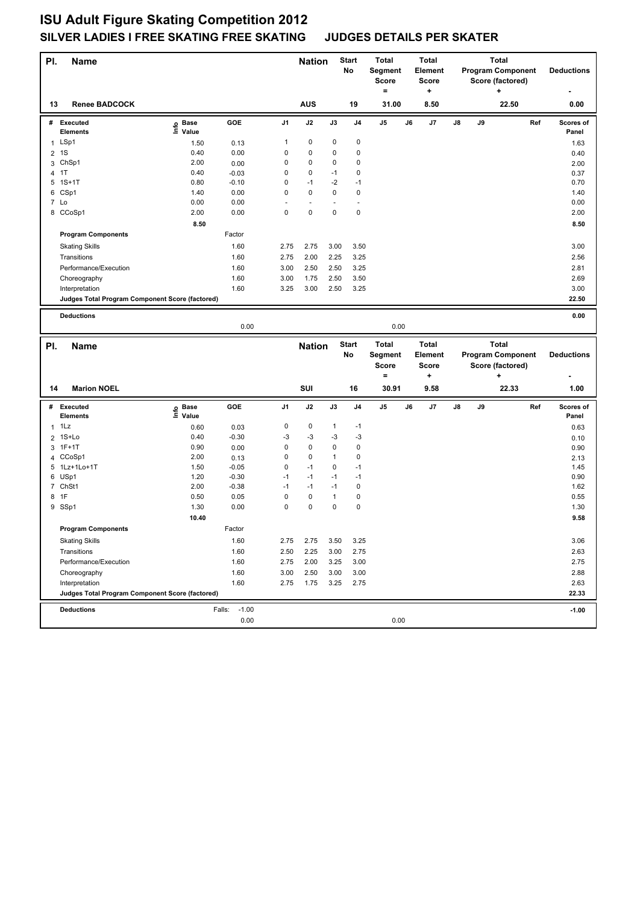# ISU Adult Figure Skating Competition 2012

## SILVER LADIES I FREE SKATING FREE SKATING JUDGES DETAILS PER SKATER

| Pl. | Name | Nation | Start No | Total Segment Score = | Total Element Score + | Total Program Component Score (factored) + | Deductions - |
|---|---|---|---|---|---|---|---|
| 13 | Renee BADCOCK | AUS | 19 | 31.00 | 8.50 | 22.50 | 0.00 |

| # | Executed Elements | Info | Base Value | GOE | J1 | J2 | J3 | J4 | J5 | J6 | J7 | J8 | J9 | Ref | Scores of Panel |
|---|---|---|---|---|---|---|---|---|---|---|---|---|---|---|---|
| 1 | LSp1 | | 1.50 | 0.13 | 1 | 0 | 0 | 0 | | | | | | | 1.63 |
| 2 | 1S | | 0.40 | 0.00 | 0 | 0 | 0 | 0 | | | | | | | 0.40 |
| 3 | ChSp1 | | 2.00 | 0.00 | 0 | 0 | 0 | 0 | | | | | | | 2.00 |
| 4 | 1T | | 0.40 | -0.03 | 0 | 0 | -1 | 0 | | | | | | | 0.37 |
| 5 | 1S+1T | | 0.80 | -0.10 | 0 | -1 | -2 | -1 | | | | | | | 0.70 |
| 6 | CSp1 | | 1.40 | 0.00 | 0 | 0 | 0 | 0 | | | | | | | 1.40 |
| 7 | Lo | | 0.00 | 0.00 | - | - | - | - | | | | | | | 0.00 |
| 8 | CCoSp1 | | 2.00 | 0.00 | 0 | 0 | 0 | 0 | | | | | | | 2.00 |
| | | | 8.50 | | | | | | | | | | | | 8.50 |
| | **Program Components** | | | Factor | | | | | | | | | | | |
| | Skating Skills | | | 1.60 | 2.75 | 2.75 | 3.00 | 3.50 | | | | | | | 3.00 |
| | Transitions | | | 1.60 | 2.75 | 2.00 | 2.25 | 3.25 | | | | | | | 2.56 |
| | Performance/Execution | | | 1.60 | 3.00 | 2.50 | 2.50 | 3.25 | | | | | | | 2.81 |
| | Choreography | | | 1.60 | 3.00 | 1.75 | 2.50 | 3.50 | | | | | | | 2.69 |
| | Interpretation | | | 1.60 | 3.25 | 3.00 | 2.50 | 3.25 | | | | | | | 3.00 |
| | **Judges Total Program Component Score (factored)** | | | | | | | | | | | | | | 22.50 |
| | **Deductions** | | | | | | | | | | | | | | 0.00 |
| | | | | 0.00 | | | | | 0.00 | | | | | | |

| Pl. | Name | Nation | Start No | Total Segment Score = | Total Element Score + | Total Program Component Score (factored) + | Deductions - |
|---|---|---|---|---|---|---|---|
| 14 | Marion NOEL | SUI | 16 | 30.91 | 9.58 | 22.33 | 1.00 |

| # | Executed Elements | Info | Base Value | GOE | J1 | J2 | J3 | J4 | J5 | J6 | J7 | J8 | J9 | Ref | Scores of Panel |
|---|---|---|---|---|---|---|---|---|---|---|---|---|---|---|---|
| 1 | 1Lz | | 0.60 | 0.03 | 0 | 0 | 1 | -1 | | | | | | | 0.63 |
| 2 | 1S+Lo | | 0.40 | -0.30 | -3 | -3 | -3 | -3 | | | | | | | 0.10 |
| 3 | 1F+1T | | 0.90 | 0.00 | 0 | 0 | 0 | 0 | | | | | | | 0.90 |
| 4 | CCoSp1 | | 2.00 | 0.13 | 0 | 0 | 1 | 0 | | | | | | | 2.13 |
| 5 | 1Lz+1Lo+1T | | 1.50 | -0.05 | 0 | -1 | 0 | -1 | | | | | | | 1.45 |
| 6 | USp1 | | 1.20 | -0.30 | -1 | -1 | -1 | -1 | | | | | | | 0.90 |
| 7 | ChSt1 | | 2.00 | -0.38 | -1 | -1 | -1 | 0 | | | | | | | 1.62 |
| 8 | 1F | | 0.50 | 0.05 | 0 | 0 | 1 | 0 | | | | | | | 0.55 |
| 9 | SSp1 | | 1.30 | 0.00 | 0 | 0 | 0 | 0 | | | | | | | 1.30 |
| | | | 10.40 | | | | | | | | | | | | 9.58 |
| | **Program Components** | | | Factor | | | | | | | | | | | |
| | Skating Skills | | | 1.60 | 2.75 | 2.75 | 3.50 | 3.25 | | | | | | | 3.06 |
| | Transitions | | | 1.60 | 2.50 | 2.25 | 3.00 | 2.75 | | | | | | | 2.63 |
| | Performance/Execution | | | 1.60 | 2.75 | 2.00 | 3.25 | 3.00 | | | | | | | 2.75 |
| | Choreography | | | 1.60 | 3.00 | 2.50 | 3.00 | 3.00 | | | | | | | 2.88 |
| | Interpretation | | | 1.60 | 2.75 | 1.75 | 3.25 | 2.75 | | | | | | | 2.63 |
| | **Judges Total Program Component Score (factored)** | | | | | | | | | | | | | | 22.33 |
| | **Deductions** | | | Falls: -1.00 | | | | | | | | | | | -1.00 |
| | | | | 0.00 | | | | | 0.00 | | | | | | |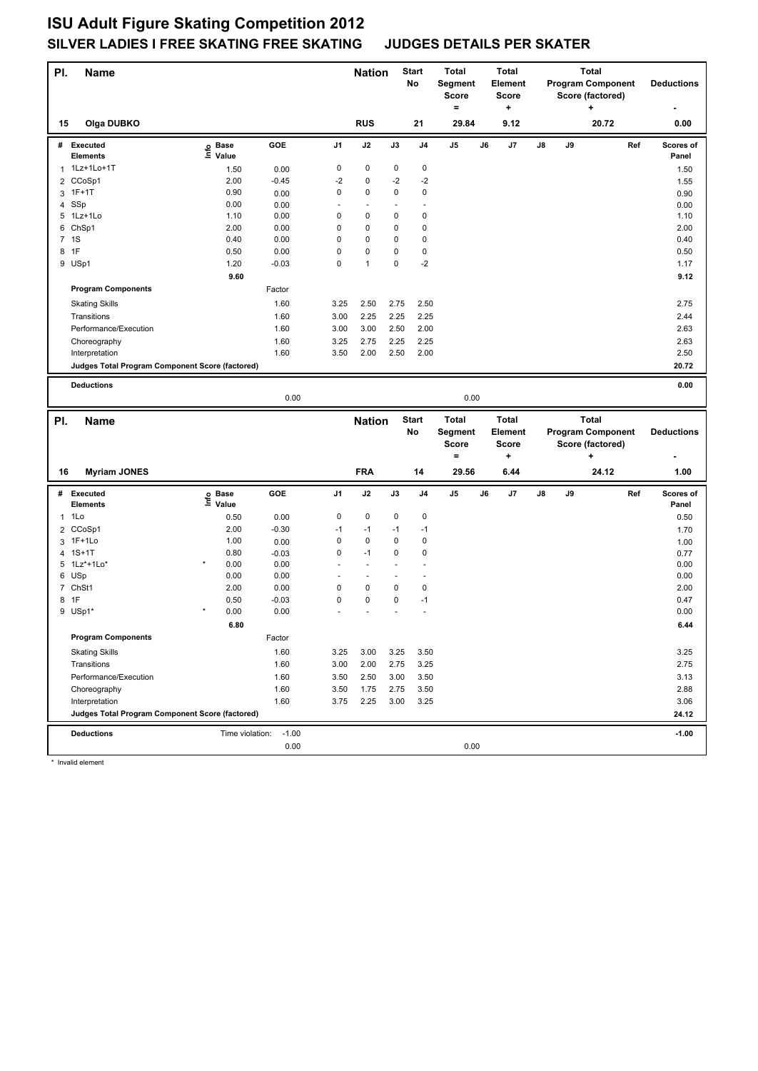# ISU Adult Figure Skating Competition 2012

## SILVER LADIES I FREE SKATING FREE SKATING JUDGES DETAILS PER SKATER

| Pl. | Name | Nation | Start No | Total Segment Score = | Total Element Score + | Total Program Component Score (factored) + | Deductions - |
|---|---|---|---|---|---|---|---|
| 15 | Olga DUBKO | RUS | 21 | 29.84 | 9.12 | 20.72 | 0.00 |

| # | Executed Elements | Info | Base Value | GOE | J1 | J2 | J3 | J4 | J5 | J6 | J7 | J8 | J9 | Ref | Scores of Panel |
|---|---|---|---|---|---|---|---|---|---|---|---|---|---|---|---|
| 1 | 1Lz+1Lo+1T | | 1.50 | 0.00 | 0 | 0 | 0 | 0 | | | | | | | 1.50 |
| 2 | CCoSp1 | | 2.00 | -0.45 | -2 | 0 | -2 | -2 | | | | | | | 1.55 |
| 3 | 1F+1T | | 0.90 | 0.00 | 0 | 0 | 0 | 0 | | | | | | | 0.90 |
| 4 | SSp | | 0.00 | 0.00 | - | - | - | - | | | | | | | 0.00 |
| 5 | 1Lz+1Lo | | 1.10 | 0.00 | 0 | 0 | 0 | 0 | | | | | | | 1.10 |
| 6 | ChSp1 | | 2.00 | 0.00 | 0 | 0 | 0 | 0 | | | | | | | 2.00 |
| 7 | 1S | | 0.40 | 0.00 | 0 | 0 | 0 | 0 | | | | | | | 0.40 |
| 8 | 1F | | 0.50 | 0.00 | 0 | 0 | 0 | 0 | | | | | | | 0.50 |
| 9 | USp1 | | 1.20 | -0.03 | 0 | 1 | 0 | -2 | | | | | | | 1.17 |
| | | | 9.60 | | | | | | | | | | | | 9.12 |
| | **Program Components** | | | Factor | | | | | | | | | | | |
| | Skating Skills | | | 1.60 | 3.25 | 2.50 | 2.75 | 2.50 | | | | | | | 2.75 |
| | Transitions | | | 1.60 | 3.00 | 2.25 | 2.25 | 2.25 | | | | | | | 2.44 |
| | Performance/Execution | | | 1.60 | 3.00 | 3.00 | 2.50 | 2.00 | | | | | | | 2.63 |
| | Choreography | | | 1.60 | 3.25 | 2.75 | 2.25 | 2.25 | | | | | | | 2.63 |
| | Interpretation | | | 1.60 | 3.50 | 2.00 | 2.50 | 2.00 | | | | | | | 2.50 |
| | **Judges Total Program Component Score (factored)** | | | | | | | | | | | | | | 20.72 |
| | **Deductions** | | | | | | | | | | | | | | 0.00 |
| | | | | 0.00 | | | | | 0.00 | | | | | | |

| Pl. | Name | Nation | Start No | Total Segment Score = | Total Element Score + | Total Program Component Score (factored) + | Deductions - |
|---|---|---|---|---|---|---|---|
| 16 | Myriam JONES | FRA | 14 | 29.56 | 6.44 | 24.12 | 1.00 |

| # | Executed Elements | Info | Base Value | GOE | J1 | J2 | J3 | J4 | J5 | J6 | J7 | J8 | J9 | Ref | Scores of Panel |
|---|---|---|---|---|---|---|---|---|---|---|---|---|---|---|---|
| 1 | 1Lo | | 0.50 | 0.00 | 0 | 0 | 0 | 0 | | | | | | | 0.50 |
| 2 | CCoSp1 | | 2.00 | -0.30 | -1 | -1 | -1 | -1 | | | | | | | 1.70 |
| 3 | 1F+1Lo | | 1.00 | 0.00 | 0 | 0 | 0 | 0 | | | | | | | 1.00 |
| 4 | 1S+1T | | 0.80 | -0.03 | 0 | -1 | 0 | 0 | | | | | | | 0.77 |
| 5 | 1Lz*+1Lo* | * | 0.00 | 0.00 | - | - | - | - | | | | | | | 0.00 |
| 6 | USp | | 0.00 | 0.00 | - | - | - | - | | | | | | | 0.00 |
| 7 | ChSt1 | | 2.00 | 0.00 | 0 | 0 | 0 | 0 | | | | | | | 2.00 |
| 8 | 1F | | 0.50 | -0.03 | 0 | 0 | 0 | -1 | | | | | | | 0.47 |
| 9 | USp1* | * | 0.00 | 0.00 | - | - | - | - | | | | | | | 0.00 |
| | | | 6.80 | | | | | | | | | | | | 6.44 |
| | **Program Components** | | | Factor | | | | | | | | | | | |
| | Skating Skills | | | 1.60 | 3.25 | 3.00 | 3.25 | 3.50 | | | | | | | 3.25 |
| | Transitions | | | 1.60 | 3.00 | 2.00 | 2.75 | 3.25 | | | | | | | 2.75 |
| | Performance/Execution | | | 1.60 | 3.50 | 2.50 | 3.00 | 3.50 | | | | | | | 3.13 |
| | Choreography | | | 1.60 | 3.50 | 1.75 | 2.75 | 3.50 | | | | | | | 2.88 |
| | Interpretation | | | 1.60 | 3.75 | 2.25 | 3.00 | 3.25 | | | | | | | 3.06 |
| | **Judges Total Program Component Score (factored)** | | | | | | | | | | | | | | 24.12 |
| | **Deductions** | Time violation: | | -1.00 | | | | | | | | | | | -1.00 |
| | | | | 0.00 | | | | | 0.00 | | | | | | |

\* Invalid element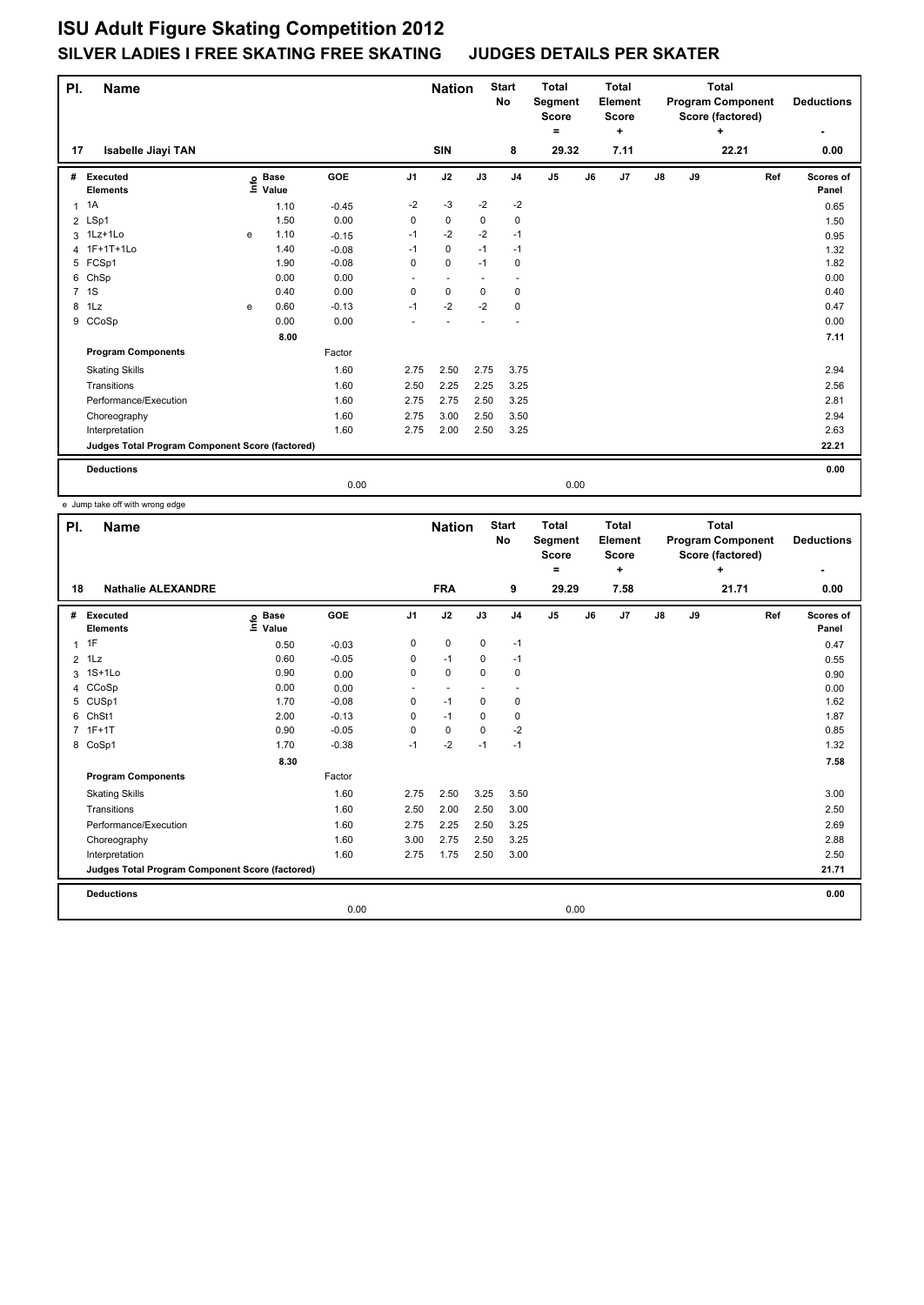# ISU Adult Figure Skating Competition 2012

## SILVER LADIES I FREE SKATING FREE SKATING JUDGES DETAILS PER SKATER

| Pl. | Name | Nation | Start No | Total Segment Score = | Total Element Score + | Total Program Component Score (factored) + | Deductions - |
|---|---|---|---|---|---|---|---|
| 17 | Isabelle Jiayi TAN | SIN | 8 | 29.32 | 7.11 | 22.21 | 0.00 |

| # | Executed Elements | Info | Base Value | GOE | J1 | J2 | J3 | J4 | J5 | J6 | J7 | J8 | J9 | Ref | Scores of Panel |
|---|---|---|---|---|---|---|---|---|---|---|---|---|---|---|---|
| 1 | 1A | | 1.10 | -0.45 | -2 | -3 | -2 | -2 | | | | | | | 0.65 |
| 2 | LSp1 | | 1.50 | 0.00 | 0 | 0 | 0 | 0 | | | | | | | 1.50 |
| 3 | 1Lz+1Lo | e | 1.10 | -0.15 | -1 | -2 | -2 | -1 | | | | | | | 0.95 |
| 4 | 1F+1T+1Lo | | 1.40 | -0.08 | -1 | 0 | -1 | -1 | | | | | | | 1.32 |
| 5 | FCSp1 | | 1.90 | -0.08 | 0 | 0 | -1 | 0 | | | | | | | 1.82 |
| 6 | ChSp | | 0.00 | 0.00 | - | - | - | - | | | | | | | 0.00 |
| 7 | 1S | | 0.40 | 0.00 | 0 | 0 | 0 | 0 | | | | | | | 0.40 |
| 8 | 1Lz | e | 0.60 | -0.13 | -1 | -2 | -2 | 0 | | | | | | | 0.47 |
| 9 | CCoSp | | 0.00 | 0.00 | - | - | - | - | | | | | | | 0.00 |
| | | | 8.00 | | | | | | | | | | | | 7.11 |
| | **Program Components** | | | Factor | | | | | | | | | | | |
| | Skating Skills | | | 1.60 | 2.75 | 2.50 | 2.75 | 3.75 | | | | | | | 2.94 |
| | Transitions | | | 1.60 | 2.50 | 2.25 | 2.25 | 3.25 | | | | | | | 2.56 |
| | Performance/Execution | | | 1.60 | 2.75 | 2.75 | 2.50 | 3.25 | | | | | | | 2.81 |
| | Choreography | | | 1.60 | 2.75 | 3.00 | 2.50 | 3.50 | | | | | | | 2.94 |
| | Interpretation | | | 1.60 | 2.75 | 2.00 | 2.50 | 3.25 | | | | | | | 2.63 |
| | **Judges Total Program Component Score (factored)** | | | | | | | | | | | | | | 22.21 |
| | **Deductions** | | | 0.00 | | | | | 0.00 | | | | | | 0.00 |

e Jump take off with wrong edge

| Pl. | Name | Nation | Start No | Total Segment Score = | Total Element Score + | Total Program Component Score (factored) + | Deductions - |
|---|---|---|---|---|---|---|---|
| 18 | Nathalie ALEXANDRE | FRA | 9 | 29.29 | 7.58 | 21.71 | 0.00 |

| # | Executed Elements | Info | Base Value | GOE | J1 | J2 | J3 | J4 | J5 | J6 | J7 | J8 | J9 | Ref | Scores of Panel |
|---|---|---|---|---|---|---|---|---|---|---|---|---|---|---|---|
| 1 | 1F | | 0.50 | -0.03 | 0 | 0 | 0 | -1 | | | | | | | 0.47 |
| 2 | 1Lz | | 0.60 | -0.05 | 0 | -1 | 0 | -1 | | | | | | | 0.55 |
| 3 | 1S+1Lo | | 0.90 | 0.00 | 0 | 0 | 0 | 0 | | | | | | | 0.90 |
| 4 | CCoSp | | 0.00 | 0.00 | - | - | - | - | | | | | | | 0.00 |
| 5 | CUSp1 | | 1.70 | -0.08 | 0 | -1 | 0 | 0 | | | | | | | 1.62 |
| 6 | ChSt1 | | 2.00 | -0.13 | 0 | -1 | 0 | 0 | | | | | | | 1.87 |
| 7 | 1F+1T | | 0.90 | -0.05 | 0 | 0 | 0 | -2 | | | | | | | 0.85 |
| 8 | CoSp1 | | 1.70 | -0.38 | -1 | -2 | -1 | -1 | | | | | | | 1.32 |
| | | | 8.30 | | | | | | | | | | | | 7.58 |
| | **Program Components** | | | Factor | | | | | | | | | | | |
| | Skating Skills | | | 1.60 | 2.75 | 2.50 | 3.25 | 3.50 | | | | | | | 3.00 |
| | Transitions | | | 1.60 | 2.50 | 2.00 | 2.50 | 3.00 | | | | | | | 2.50 |
| | Performance/Execution | | | 1.60 | 2.75 | 2.25 | 2.50 | 3.25 | | | | | | | 2.69 |
| | Choreography | | | 1.60 | 3.00 | 2.75 | 2.50 | 3.25 | | | | | | | 2.88 |
| | Interpretation | | | 1.60 | 2.75 | 1.75 | 2.50 | 3.00 | | | | | | | 2.50 |
| | **Judges Total Program Component Score (factored)** | | | | | | | | | | | | | | 21.71 |
| | **Deductions** | | | 0.00 | | | | | 0.00 | | | | | | 0.00 |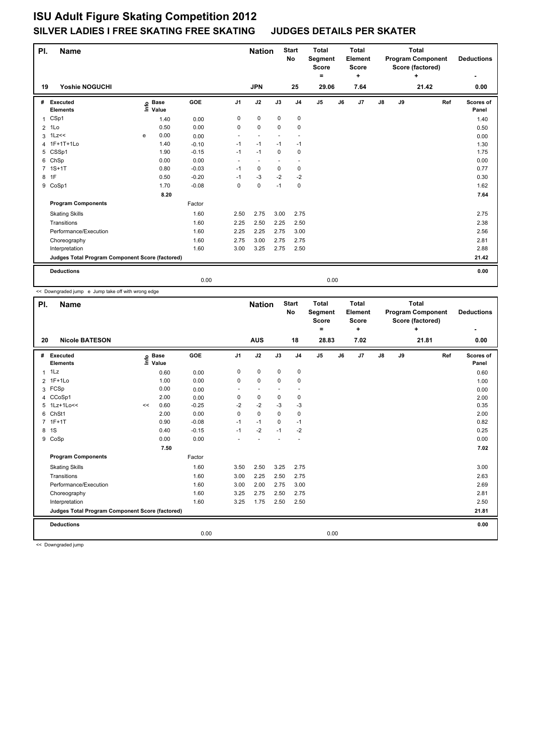# ISU Adult Figure Skating Competition 2012

## SILVER LADIES I FREE SKATING FREE SKATING JUDGES DETAILS PER SKATER

| Pl. | Name | Nation | Start No | Total Segment Score = | Total Element Score + | Total Program Component Score (factored) + | Deductions - |
|---|---|---|---|---|---|---|---|
| 19 | Yoshie NOGUCHI | JPN | 25 | 29.06 | 7.64 | 21.42 | 0.00 |

| # | Executed Elements | Info | Base Value | GOE | J1 | J2 | J3 | J4 | J5 | J6 | J7 | J8 | J9 | Ref | Scores of Panel |
|---|---|---|---|---|---|---|---|---|---|---|---|---|---|---|---|
| 1 | CSp1 | | 1.40 | 0.00 | 0 | 0 | 0 | 0 | | | | | | | 1.40 |
| 2 | 1Lo | | 0.50 | 0.00 | 0 | 0 | 0 | 0 | | | | | | | 0.50 |
| 3 | 1Lz<< | e | 0.00 | 0.00 | - | - | - | - | | | | | | | 0.00 |
| 4 | 1F+1T+1Lo | | 1.40 | -0.10 | -1 | -1 | -1 | -1 | | | | | | | 1.30 |
| 5 | CSSp1 | | 1.90 | -0.15 | -1 | -1 | 0 | 0 | | | | | | | 1.75 |
| 6 | ChSp | | 0.00 | 0.00 | - | - | - | - | | | | | | | 0.00 |
| 7 | 1S+1T | | 0.80 | -0.03 | -1 | 0 | 0 | 0 | | | | | | | 0.77 |
| 8 | 1F | | 0.50 | -0.20 | -1 | -3 | -2 | -2 | | | | | | | 0.30 |
| 9 | CoSp1 | | 1.70 | -0.08 | 0 | 0 | -1 | 0 | | | | | | | 1.62 |
| | | | 8.20 | | | | | | | | | | | | 7.64 |
| | **Program Components** | | | Factor | | | | | | | | | | | |
| | Skating Skills | | | 1.60 | 2.50 | 2.75 | 3.00 | 2.75 | | | | | | | 2.75 |
| | Transitions | | | 1.60 | 2.25 | 2.50 | 2.25 | 2.50 | | | | | | | 2.38 |
| | Performance/Execution | | | 1.60 | 2.25 | 2.25 | 2.75 | 3.00 | | | | | | | 2.56 |
| | Choreography | | | 1.60 | 2.75 | 3.00 | 2.75 | 2.75 | | | | | | | 2.81 |
| | Interpretation | | | 1.60 | 3.00 | 3.25 | 2.75 | 2.50 | | | | | | | 2.88 |
| | **Judges Total Program Component Score (factored)** | | | | | | | | | | | | | | 21.42 |
| | **Deductions** | | | 0.00 | | | | | 0.00 | | | | | | 0.00 |

<< Downgraded jump e Jump take off with wrong edge

| Pl. | Name | Nation | Start No | Total Segment Score = | Total Element Score + | Total Program Component Score (factored) + | Deductions - |
|---|---|---|---|---|---|---|---|
| 20 | Nicole BATESON | AUS | 18 | 28.83 | 7.02 | 21.81 | 0.00 |

| # | Executed Elements | Info | Base Value | GOE | J1 | J2 | J3 | J4 | J5 | J6 | J7 | J8 | J9 | Ref | Scores of Panel |
|---|---|---|---|---|---|---|---|---|---|---|---|---|---|---|---|
| 1 | 1Lz | | 0.60 | 0.00 | 0 | 0 | 0 | 0 | | | | | | | 0.60 |
| 2 | 1F+1Lo | | 1.00 | 0.00 | 0 | 0 | 0 | 0 | | | | | | | 1.00 |
| 3 | FCSp | | 0.00 | 0.00 | - | - | - | - | | | | | | | 0.00 |
| 4 | CCoSp1 | | 2.00 | 0.00 | 0 | 0 | 0 | 0 | | | | | | | 2.00 |
| 5 | 1Lz+1Lo<< | << | 0.60 | -0.25 | -2 | -2 | -3 | -3 | | | | | | | 0.35 |
| 6 | ChSt1 | | 2.00 | 0.00 | 0 | 0 | 0 | 0 | | | | | | | 2.00 |
| 7 | 1F+1T | | 0.90 | -0.08 | -1 | -1 | 0 | -1 | | | | | | | 0.82 |
| 8 | 1S | | 0.40 | -0.15 | -1 | -2 | -1 | -2 | | | | | | | 0.25 |
| 9 | CoSp | | 0.00 | 0.00 | - | - | - | - | | | | | | | 0.00 |
| | | | 7.50 | | | | | | | | | | | | 7.02 |
| | **Program Components** | | | Factor | | | | | | | | | | | |
| | Skating Skills | | | 1.60 | 3.50 | 2.50 | 3.25 | 2.75 | | | | | | | 3.00 |
| | Transitions | | | 1.60 | 3.00 | 2.25 | 2.50 | 2.75 | | | | | | | 2.63 |
| | Performance/Execution | | | 1.60 | 3.00 | 2.00 | 2.75 | 3.00 | | | | | | | 2.69 |
| | Choreography | | | 1.60 | 3.25 | 2.75 | 2.50 | 2.75 | | | | | | | 2.81 |
| | Interpretation | | | 1.60 | 3.25 | 1.75 | 2.50 | 2.50 | | | | | | | 2.50 |
| | **Judges Total Program Component Score (factored)** | | | | | | | | | | | | | | 21.81 |
| | **Deductions** | | | 0.00 | | | | | 0.00 | | | | | | 0.00 |

<< Downgraded jump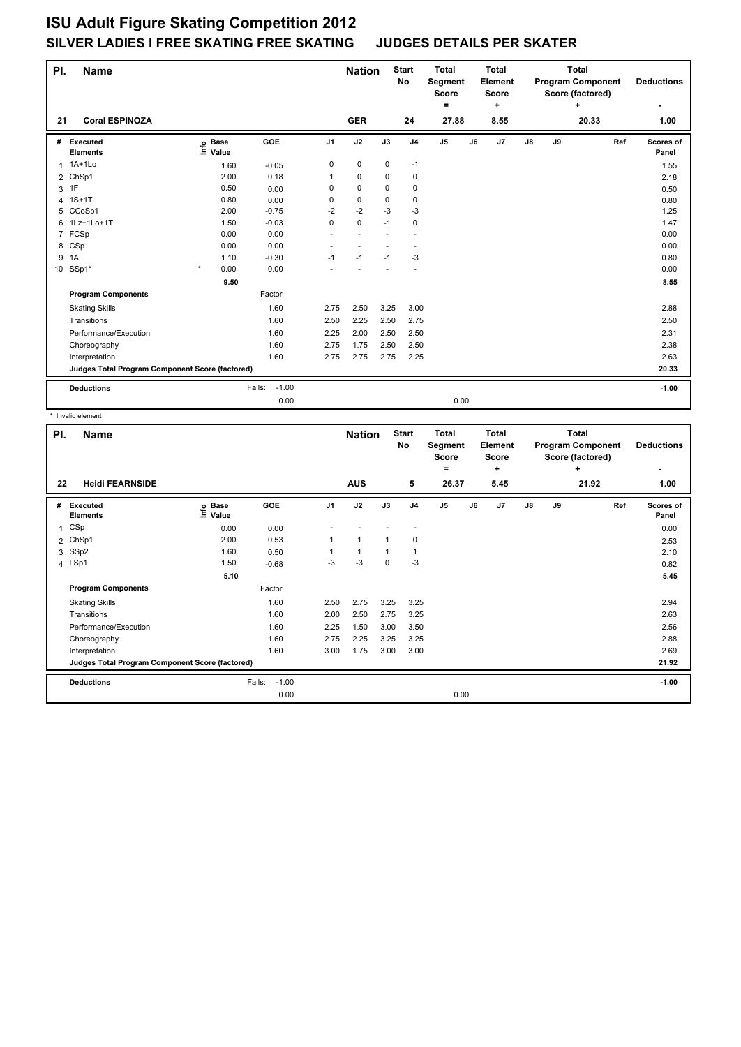# ISU Adult Figure Skating Competition 2012

## SILVER LADIES I FREE SKATING FREE SKATING JUDGES DETAILS PER SKATER

| Pl. | Name | Nation | Start No | Total Segment Score = | Total Element Score + | Total Program Component Score (factored) + | Deductions - |
|---|---|---|---|---|---|---|---|
| 21 | Coral ESPINOZA | GER | 24 | 27.88 | 8.55 | 20.33 | 1.00 |

| # | Executed Elements | Info | Base Value | GOE | J1 | J2 | J3 | J4 | J5 | J6 | J7 | J8 | J9 | Ref | Scores of Panel |
|---|---|---|---|---|---|---|---|---|---|---|---|---|---|---|---|
| 1 | 1A+1Lo | | 1.60 | -0.05 | 0 | 0 | 0 | -1 | | | | | | | 1.55 |
| 2 | ChSp1 | | 2.00 | 0.18 | 1 | 0 | 0 | 0 | | | | | | | 2.18 |
| 3 | 1F | | 0.50 | 0.00 | 0 | 0 | 0 | 0 | | | | | | | 0.50 |
| 4 | 1S+1T | | 0.80 | 0.00 | 0 | 0 | 0 | 0 | | | | | | | 0.80 |
| 5 | CCoSp1 | | 2.00 | -0.75 | -2 | -2 | -3 | -3 | | | | | | | 1.25 |
| 6 | 1Lz+1Lo+1T | | 1.50 | -0.03 | 0 | 0 | -1 | 0 | | | | | | | 1.47 |
| 7 | FCSp | | 0.00 | 0.00 | - | - | - | - | | | | | | | 0.00 |
| 8 | CSp | | 0.00 | 0.00 | - | - | - | - | | | | | | | 0.00 |
| 9 | 1A | | 1.10 | -0.30 | -1 | -1 | -1 | -3 | | | | | | | 0.80 |
| 10 | SSp1* | * | 0.00 | 0.00 | - | - | - | - | | | | | | | 0.00 |
| | | | 9.50 | | | | | | | | | | | | 8.55 |

| Program Components | Factor | J1 | J2 | J3 | J4 | J5 | J6 | J7 | J8 | J9 | Ref | Scores of Panel |
|---|---|---|---|---|---|---|---|---|---|---|---|---|
| Skating Skills | 1.60 | 2.75 | 2.50 | 3.25 | 3.00 | | | | | | | 2.88 |
| Transitions | 1.60 | 2.50 | 2.25 | 2.50 | 2.75 | | | | | | | 2.50 |
| Performance/Execution | 1.60 | 2.25 | 2.00 | 2.50 | 2.50 | | | | | | | 2.31 |
| Choreography | 1.60 | 2.75 | 1.75 | 2.50 | 2.50 | | | | | | | 2.38 |
| Interpretation | 1.60 | 2.75 | 2.75 | 2.75 | 2.25 | | | | | | | 2.63 |
| Judges Total Program Component Score (factored) | | | | | | | | | | | | 20.33 |

| Deductions | Falls: | -1.00 | | -1.00 |
|---|---|---|---|---|
| | | 0.00 | 0.00 | |

\* Invalid element

| Pl. | Name | Nation | Start No | Total Segment Score = | Total Element Score + | Total Program Component Score (factored) + | Deductions - |
|---|---|---|---|---|---|---|---|
| 22 | Heidi FEARNSIDE | AUS | 5 | 26.37 | 5.45 | 21.92 | 1.00 |

| # | Executed Elements | Info | Base Value | GOE | J1 | J2 | J3 | J4 | J5 | J6 | J7 | J8 | J9 | Ref | Scores of Panel |
|---|---|---|---|---|---|---|---|---|---|---|---|---|---|---|---|
| 1 | CSp | | 0.00 | 0.00 | - | - | - | - | | | | | | | 0.00 |
| 2 | ChSp1 | | 2.00 | 0.53 | 1 | 1 | 1 | 0 | | | | | | | 2.53 |
| 3 | SSp2 | | 1.60 | 0.50 | 1 | 1 | 1 | 1 | | | | | | | 2.10 |
| 4 | LSp1 | | 1.50 | -0.68 | -3 | -3 | 0 | -3 | | | | | | | 0.82 |
| | | | 5.10 | | | | | | | | | | | | 5.45 |

| Program Components | Factor | J1 | J2 | J3 | J4 | J5 | J6 | J7 | J8 | J9 | Ref | Scores of Panel |
|---|---|---|---|---|---|---|---|---|---|---|---|---|
| Skating Skills | 1.60 | 2.50 | 2.75 | 3.25 | 3.25 | | | | | | | 2.94 |
| Transitions | 1.60 | 2.00 | 2.50 | 2.75 | 3.25 | | | | | | | 2.63 |
| Performance/Execution | 1.60 | 2.25 | 1.50 | 3.00 | 3.50 | | | | | | | 2.56 |
| Choreography | 1.60 | 2.75 | 2.25 | 3.25 | 3.25 | | | | | | | 2.88 |
| Interpretation | 1.60 | 3.00 | 1.75 | 3.00 | 3.00 | | | | | | | 2.69 |
| Judges Total Program Component Score (factored) | | | | | | | | | | | | 21.92 |

| Deductions | Falls: | -1.00 | | -1.00 |
|---|---|---|---|---|
| | | 0.00 | 0.00 | |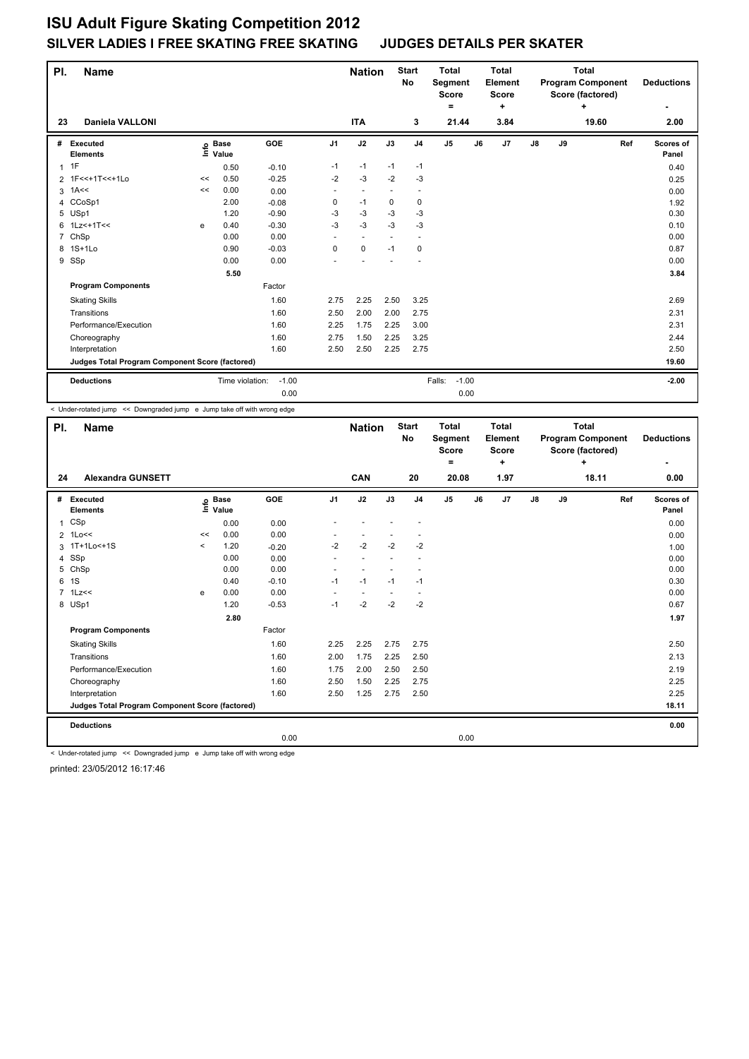# ISU Adult Figure Skating Competition 2012

## SILVER LADIES I FREE SKATING FREE SKATING JUDGES DETAILS PER SKATER

| Pl. | Name | Nation | Start No | Total Segment Score = | Total Element Score + | Total Program Component Score (factored) + | Deductions - |
|---|---|---|---|---|---|---|---|
| 23 | Daniela VALLONI | ITA | 3 | 21.44 | 3.84 | 19.60 | 2.00 |

| # | Executed Elements | Info | Base Value | GOE | J1 | J2 | J3 | J4 | J5 | J6 | J7 | J8 | J9 | Ref | Scores of Panel |
|---|---|---|---|---|---|---|---|---|---|---|---|---|---|---|---|
| 1 | 1F | | 0.50 | -0.10 | -1 | -1 | -1 | -1 | | | | | | | 0.40 |
| 2 | 1F<<+1T<<+1Lo | << | 0.50 | -0.25 | -2 | -3 | -2 | -3 | | | | | | | 0.25 |
| 3 | 1A<< | << | 0.00 | 0.00 | - | - | - | - | | | | | | | 0.00 |
| 4 | CCoSp1 | | 2.00 | -0.08 | 0 | -1 | 0 | 0 | | | | | | | 1.92 |
| 5 | USp1 | | 1.20 | -0.90 | -3 | -3 | -3 | -3 | | | | | | | 0.30 |
| 6 | 1Lz<+1T<< | e | 0.40 | -0.30 | -3 | -3 | -3 | -3 | | | | | | | 0.10 |
| 7 | ChSp | | 0.00 | 0.00 | - | - | - | - | | | | | | | 0.00 |
| 8 | 1S+1Lo | | 0.90 | -0.03 | 0 | 0 | -1 | 0 | | | | | | | 0.87 |
| 9 | SSp | | 0.00 | 0.00 | - | - | - | - | | | | | | | 0.00 |
| | | | 5.50 | | | | | | | | | | | | 3.84 |
| | **Program Components** | | | Factor | | | | | | | | | | | |
| | Skating Skills | | | 1.60 | 2.75 | 2.25 | 2.50 | 3.25 | | | | | | | 2.69 |
| | Transitions | | | 1.60 | 2.50 | 2.00 | 2.00 | 2.75 | | | | | | | 2.31 |
| | Performance/Execution | | | 1.60 | 2.25 | 1.75 | 2.25 | 3.00 | | | | | | | 2.31 |
| | Choreography | | | 1.60 | 2.75 | 1.50 | 2.25 | 3.25 | | | | | | | 2.44 |
| | Interpretation | | | 1.60 | 2.50 | 2.50 | 2.25 | 2.75 | | | | | | | 2.50 |
| | **Judges Total Program Component Score (factored)** | | | | | | | | | | | | | | 19.60 |
| | **Deductions** | | Time violation: | -1.00 | | | | | Falls: | -1.00 | | | | | -2.00 |
| | | | | 0.00 | | | | | | 0.00 | | | | | |

< Under-rotated jump << Downgraded jump e Jump take off with wrong edge

| Pl. | Name | Nation | Start No | Total Segment Score = | Total Element Score + | Total Program Component Score (factored) + | Deductions - |
|---|---|---|---|---|---|---|---|
| 24 | Alexandra GUNSETT | CAN | 20 | 20.08 | 1.97 | 18.11 | 0.00 |

| # | Executed Elements | Info | Base Value | GOE | J1 | J2 | J3 | J4 | J5 | J6 | J7 | J8 | J9 | Ref | Scores of Panel |
|---|---|---|---|---|---|---|---|---|---|---|---|---|---|---|---|
| 1 | CSp | | 0.00 | 0.00 | - | - | - | - | | | | | | | 0.00 |
| 2 | 1Lo<< | << | 0.00 | 0.00 | - | - | - | - | | | | | | | 0.00 |
| 3 | 1T+1Lo<+1S | < | 1.20 | -0.20 | -2 | -2 | -2 | -2 | | | | | | | 1.00 |
| 4 | SSp | | 0.00 | 0.00 | - | - | - | - | | | | | | | 0.00 |
| 5 | ChSp | | 0.00 | 0.00 | - | - | - | - | | | | | | | 0.00 |
| 6 | 1S | | 0.40 | -0.10 | -1 | -1 | -1 | -1 | | | | | | | 0.30 |
| 7 | 1Lz<< | e | 0.00 | 0.00 | - | - | - | - | | | | | | | 0.00 |
| 8 | USp1 | | 1.20 | -0.53 | -1 | -2 | -2 | -2 | | | | | | | 0.67 |
| | | | 2.80 | | | | | | | | | | | | 1.97 |
| | **Program Components** | | | Factor | | | | | | | | | | | |
| | Skating Skills | | | 1.60 | 2.25 | 2.25 | 2.75 | 2.75 | | | | | | | 2.50 |
| | Transitions | | | 1.60 | 2.00 | 1.75 | 2.25 | 2.50 | | | | | | | 2.13 |
| | Performance/Execution | | | 1.60 | 1.75 | 2.00 | 2.50 | 2.50 | | | | | | | 2.19 |
| | Choreography | | | 1.60 | 2.50 | 1.50 | 2.25 | 2.75 | | | | | | | 2.25 |
| | Interpretation | | | 1.60 | 2.50 | 1.25 | 2.75 | 2.50 | | | | | | | 2.25 |
| | **Judges Total Program Component Score (factored)** | | | | | | | | | | | | | | 18.11 |
| | **Deductions** | | | | | | | | | | | | | | 0.00 |
| | | | | 0.00 | | | | | | 0.00 | | | | | |

< Under-rotated jump << Downgraded jump e Jump take off with wrong edge

printed: 23/05/2012 16:17:46